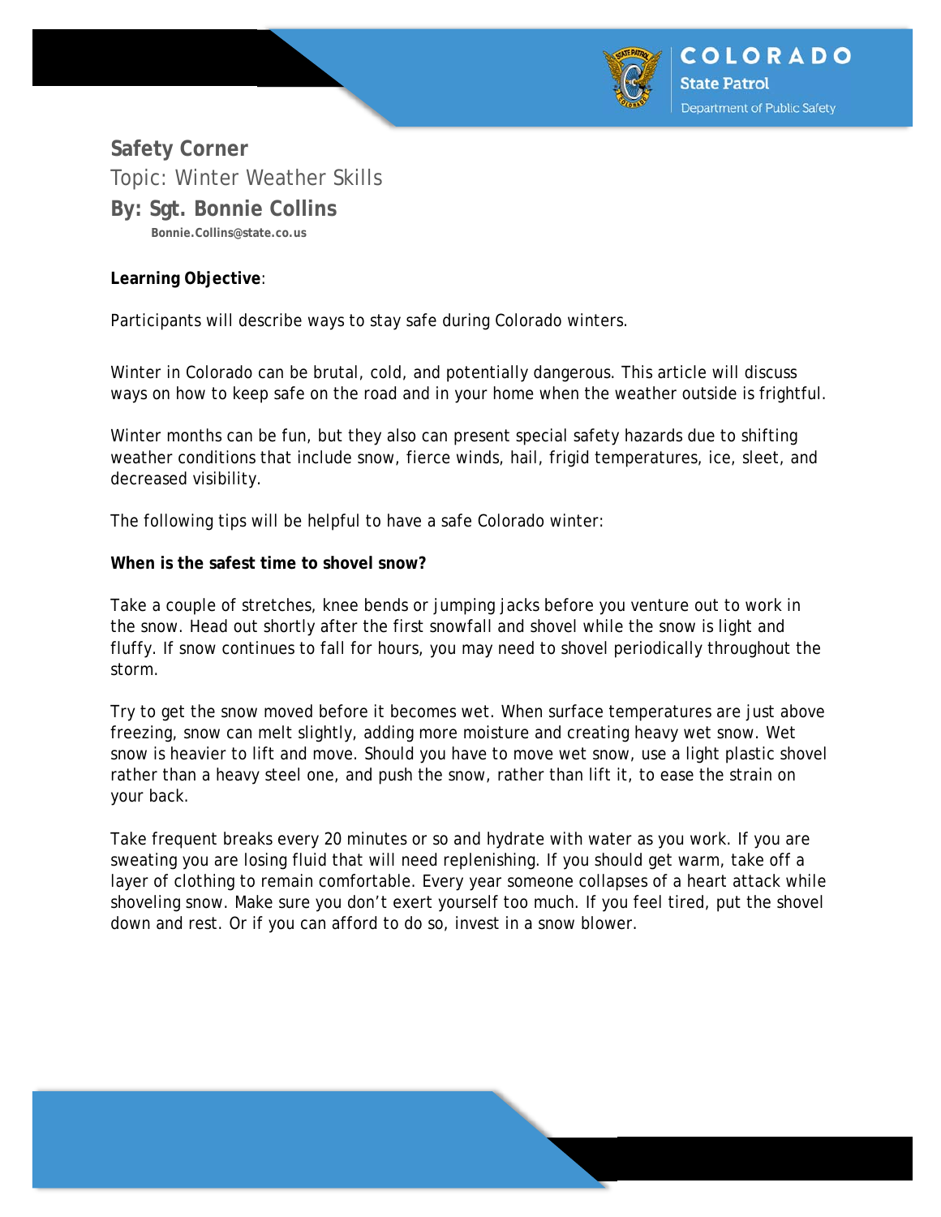COLORADO
State Patrol
Department of Public Safety

# Safety Corner

## Topic: Winter Weather Skills

### By: Sgt. Bonnie Collins

Bonnie.Collins@state.co.us

**Learning Objective**:

Participants will describe ways to stay safe during Colorado winters.

Winter in Colorado can be brutal, cold, and potentially dangerous. This article will discuss ways on how to keep safe on the road and in your home when the weather outside is frightful.

Winter months can be fun, but they also can present special safety hazards due to shifting weather conditions that include snow, fierce winds, hail, frigid temperatures, ice, sleet, and decreased visibility.

The following tips will be helpful to have a safe Colorado winter:

**When is the safest time to shovel snow?**

Take a couple of stretches, knee bends or jumping jacks before you venture out to work in the snow. Head out shortly after the first snowfall and shovel while the snow is light and fluffy. If snow continues to fall for hours, you may need to shovel periodically throughout the storm.

Try to get the snow moved before it becomes wet. When surface temperatures are just above freezing, snow can melt slightly, adding more moisture and creating heavy wet snow. Wet snow is heavier to lift and move. Should you have to move wet snow, use a light plastic shovel rather than a heavy steel one, and push the snow, rather than lift it, to ease the strain on your back.

Take frequent breaks every 20 minutes or so and hydrate with water as you work. If you are sweating you are losing fluid that will need replenishing. If you should get warm, take off a layer of clothing to remain comfortable. Every year someone collapses of a heart attack while shoveling snow. Make sure you don't exert yourself too much. If you feel tired, put the shovel down and rest. Or if you can afford to do so, invest in a snow blower.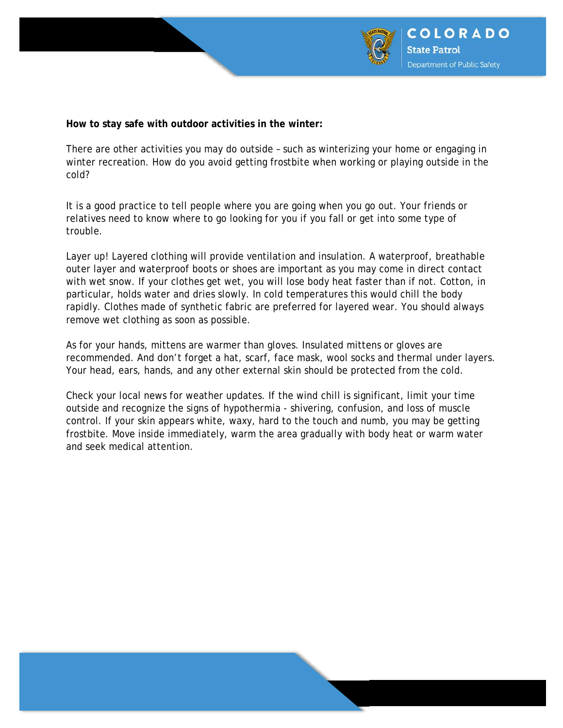**How to stay safe with outdoor activities in the winter:**

There are other activities you may do outside – such as winterizing your home or engaging in winter recreation. How do you avoid getting frostbite when working or playing outside in the cold?

It is a good practice to tell people where you are going when you go out. Your friends or relatives need to know where to go looking for you if you fall or get into some type of trouble.

Layer up! Layered clothing will provide ventilation and insulation. A waterproof, breathable outer layer and waterproof boots or shoes are important as you may come in direct contact with wet snow. If your clothes get wet, you will lose body heat faster than if not. Cotton, in particular, holds water and dries slowly. In cold temperatures this would chill the body rapidly. Clothes made of synthetic fabric are preferred for layered wear. You should always remove wet clothing as soon as possible.

As for your hands, mittens are warmer than gloves. Insulated mittens or gloves are recommended. And don't forget a hat, scarf, face mask, wool socks and thermal under layers. Your head, ears, hands, and any other external skin should be protected from the cold.

Check your local news for weather updates. If the wind chill is significant, limit your time outside and recognize the signs of hypothermia - shivering, confusion, and loss of muscle control. If your skin appears white, waxy, hard to the touch and numb, you may be getting frostbite. Move inside immediately, warm the area gradually with body heat or warm water and seek medical attention.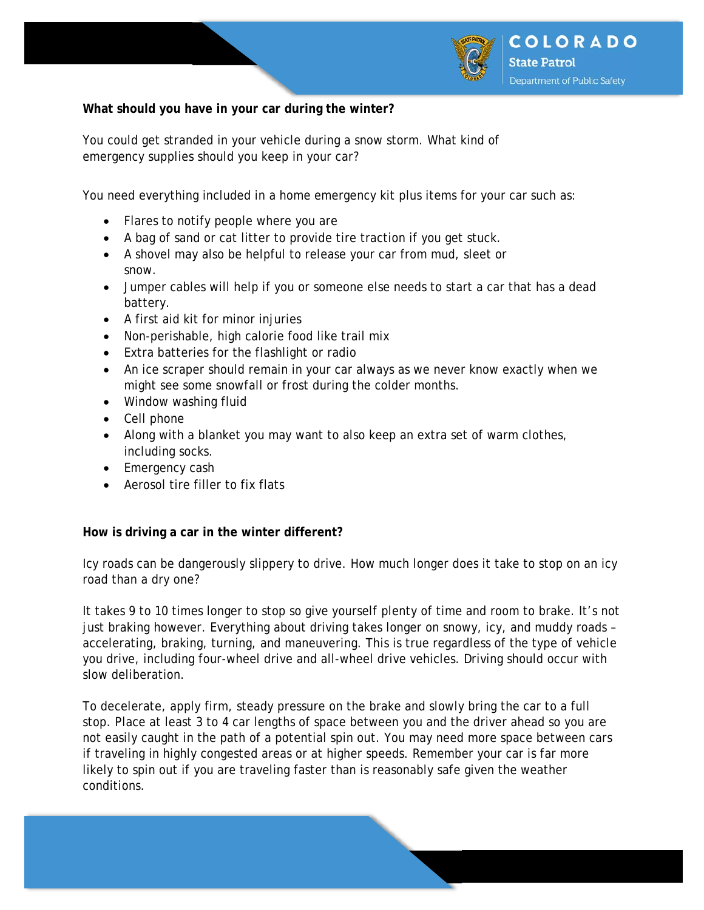**What should you have in your car during the winter?**

You could get stranded in your vehicle during a snow storm. What kind of emergency supplies should you keep in your car?

You need everything included in a home emergency kit plus items for your car such as:

- Flares to notify people where you are
- A bag of sand or cat litter to provide tire traction if you get stuck.
- A shovel may also be helpful to release your car from mud, sleet or snow.
- Jumper cables will help if you or someone else needs to start a car that has a dead battery.
- A first aid kit for minor injuries
- Non-perishable, high calorie food like trail mix
- Extra batteries for the flashlight or radio
- An ice scraper should remain in your car always as we never know exactly when we might see some snowfall or frost during the colder months.
- Window washing fluid
- Cell phone
- Along with a blanket you may want to also keep an extra set of warm clothes, including socks.
- Emergency cash
- Aerosol tire filler to fix flats

**How is driving a car in the winter different?**

Icy roads can be dangerously slippery to drive. How much longer does it take to stop on an icy road than a dry one?

It takes 9 to 10 times longer to stop so give yourself plenty of time and room to brake. It's not just braking however. Everything about driving takes longer on snowy, icy, and muddy roads – accelerating, braking, turning, and maneuvering. This is true regardless of the type of vehicle you drive, including four-wheel drive and all-wheel drive vehicles. Driving should occur with slow deliberation.

To decelerate, apply firm, steady pressure on the brake and slowly bring the car to a full stop. Place at least 3 to 4 car lengths of space between you and the driver ahead so you are not easily caught in the path of a potential spin out. You may need more space between cars if traveling in highly congested areas or at higher speeds. Remember your car is far more likely to spin out if you are traveling faster than is reasonably safe given the weather conditions.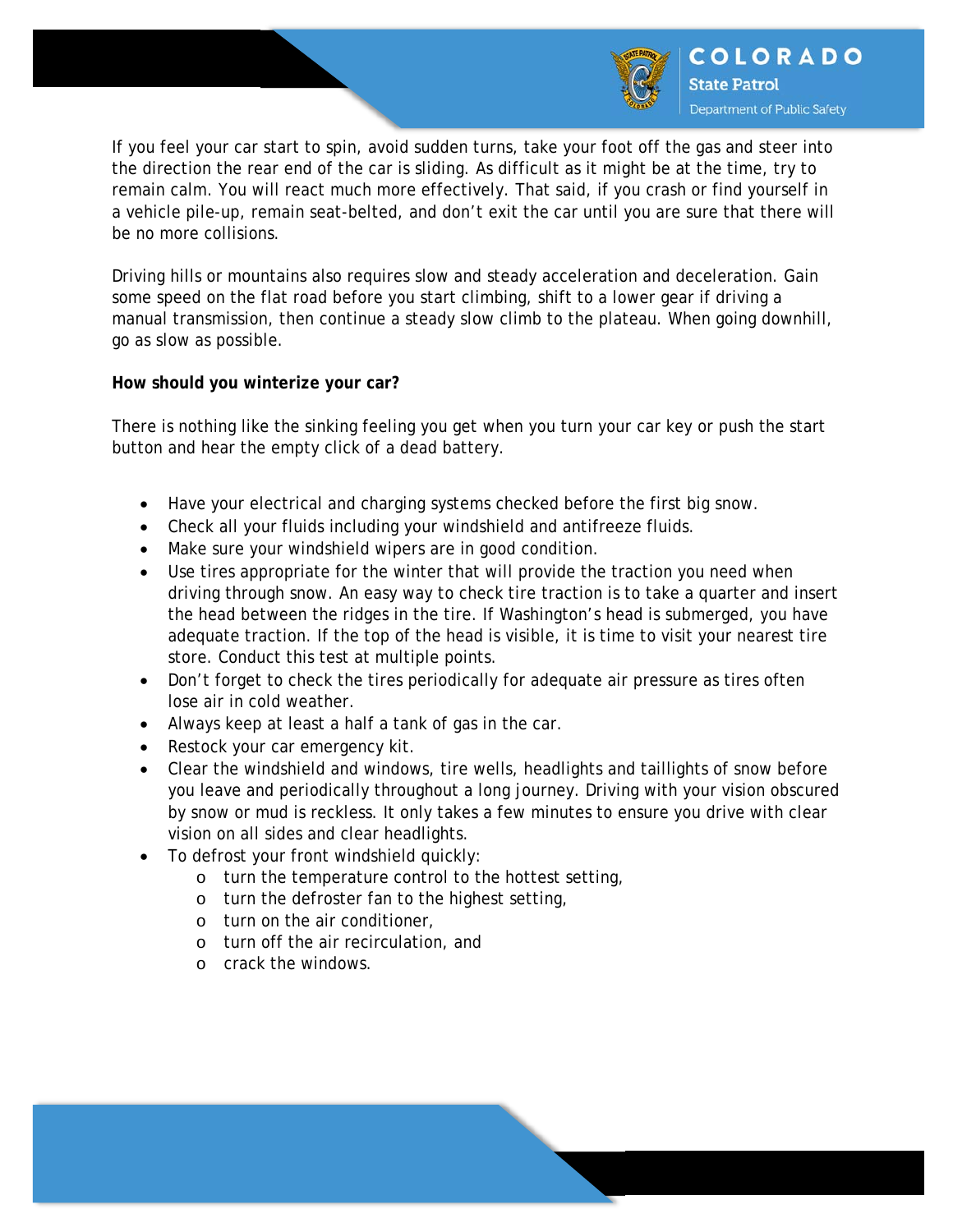If you feel your car start to spin, avoid sudden turns, take your foot off the gas and steer into the direction the rear end of the car is sliding. As difficult as it might be at the time, try to remain calm. You will react much more effectively. That said, if you crash or find yourself in a vehicle pile-up, remain seat-belted, and don't exit the car until you are sure that there will be no more collisions.

Driving hills or mountains also requires slow and steady acceleration and deceleration. Gain some speed on the flat road before you start climbing, shift to a lower gear if driving a manual transmission, then continue a steady slow climb to the plateau. When going downhill, go as slow as possible.

**How should you winterize your car?**

There is nothing like the sinking feeling you get when you turn your car key or push the start button and hear the empty click of a dead battery.

- Have your electrical and charging systems checked before the first big snow.
- Check all your fluids including your windshield and antifreeze fluids.
- Make sure your windshield wipers are in good condition.
- Use tires appropriate for the winter that will provide the traction you need when driving through snow. An easy way to check tire traction is to take a quarter and insert the head between the ridges in the tire. If Washington's head is submerged, you have adequate traction. If the top of the head is visible, it is time to visit your nearest tire store. Conduct this test at multiple points.
- Don't forget to check the tires periodically for adequate air pressure as tires often lose air in cold weather.
- Always keep at least a half a tank of gas in the car.
- Restock your car emergency kit.
- Clear the windshield and windows, tire wells, headlights and taillights of snow before you leave and periodically throughout a long journey. Driving with your vision obscured by snow or mud is reckless. It only takes a few minutes to ensure you drive with clear vision on all sides and clear headlights.
- To defrost your front windshield quickly:
  - turn the temperature control to the hottest setting,
  - turn the defroster fan to the highest setting,
  - turn on the air conditioner,
  - turn off the air recirculation, and
  - crack the windows.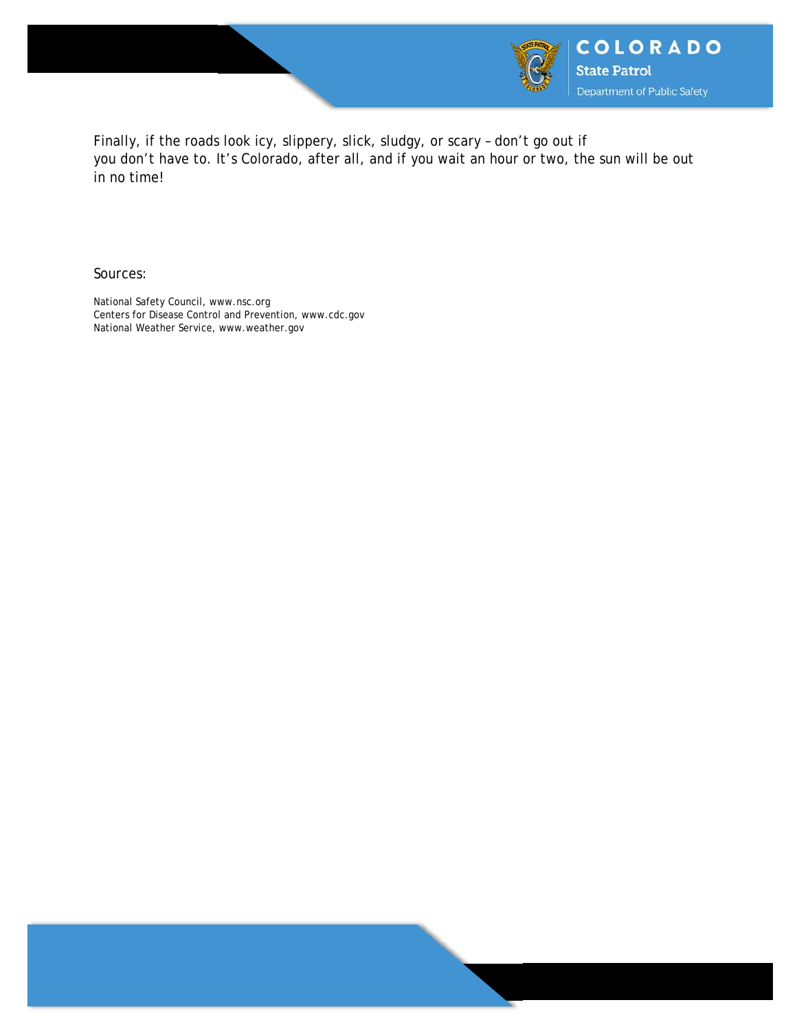Finally, if the roads look icy, slippery, slick, sludgy, or scary – don't go out if you don't have to. It's Colorado, after all, and if you wait an hour or two, the sun will be out in no time!

Sources:

National Safety Council, www.nsc.org
Centers for Disease Control and Prevention, www.cdc.gov
National Weather Service, www.weather.gov